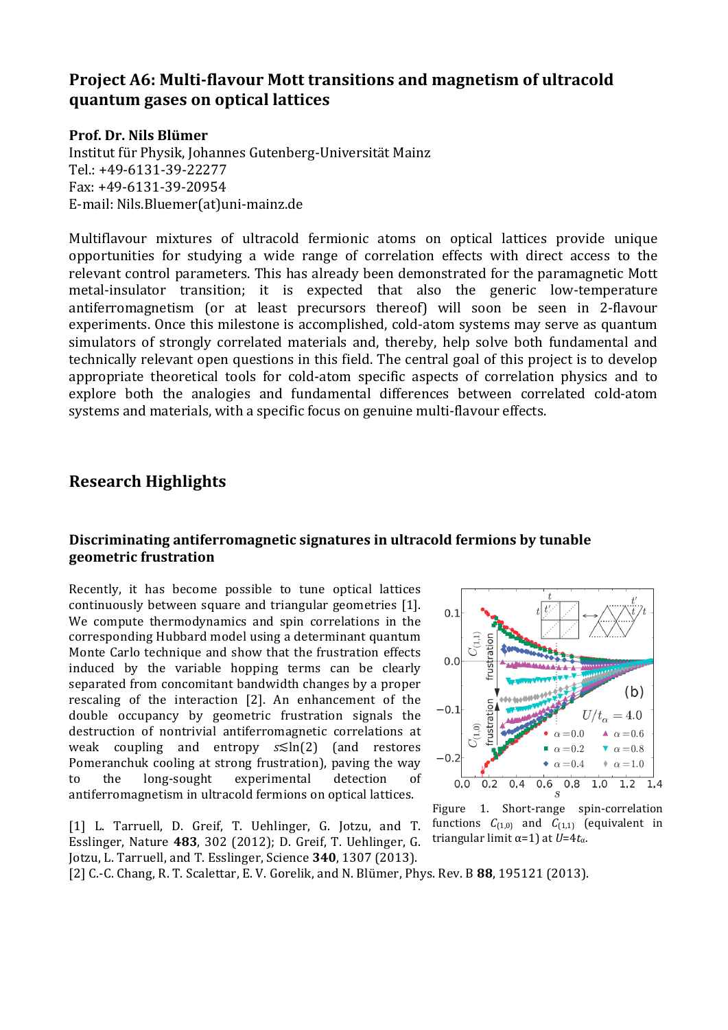## Project A6: Multi-flavour Mott transitions and magnetism of ultracold quantum gases on optical lattices

**Prof. Dr. Nils Blümer**
Institut für Physik, Johannes Gutenberg-Universität Mainz
Tel.: +49-6131-39-22277
Fax: +49-6131-39-20954
E-mail: Nils.Bluemer(at)uni-mainz.de

Multiflavour mixtures of ultracold fermionic atoms on optical lattices provide unique opportunities for studying a wide range of correlation effects with direct access to the relevant control parameters. This has already been demonstrated for the paramagnetic Mott metal-insulator transition; it is expected that also the generic low-temperature antiferromagnetism (or at least precursors thereof) will soon be seen in 2-flavour experiments. Once this milestone is accomplished, cold-atom systems may serve as quantum simulators of strongly correlated materials and, thereby, help solve both fundamental and technically relevant open questions in this field. The central goal of this project is to develop appropriate theoretical tools for cold-atom specific aspects of correlation physics and to explore both the analogies and fundamental differences between correlated cold-atom systems and materials, with a specific focus on genuine multi-flavour effects.

## Research Highlights

### Discriminating antiferromagnetic signatures in ultracold fermions by tunable geometric frustration

Recently, it has become possible to tune optical lattices continuously between square and triangular geometries [1]. We compute thermodynamics and spin correlations in the corresponding Hubbard model using a determinant quantum Monte Carlo technique and show that the frustration effects induced by the variable hopping terms can be clearly separated from concomitant bandwidth changes by a proper rescaling of the interaction [2]. An enhancement of the double occupancy by geometric frustration signals the destruction of nontrivial antiferromagnetic correlations at weak coupling and entropy $s \lesssim \ln(2)$ (and restores Pomeranchuk cooling at strong frustration), paving the way to the long-sought experimental detection of antiferromagnetism in ultracold fermions on optical lattices.

Figure 1. Short-range spin-correlation functions $C_{(1,0)}$ and $C_{(1,1)}$ (equivalent in triangular limit α=1) at $U$=4$t_\alpha$.

[1] L. Tarruell, D. Greif, T. Uehlinger, G. Jotzu, and T. Esslinger, Nature **483**, 302 (2012); D. Greif, T. Uehlinger, G. Jotzu, L. Tarruell, and T. Esslinger, Science **340**, 1307 (2013).

[2] C.-C. Chang, R. T. Scalettar, E. V. Gorelik, and N. Blümer, Phys. Rev. B **88**, 195121 (2013).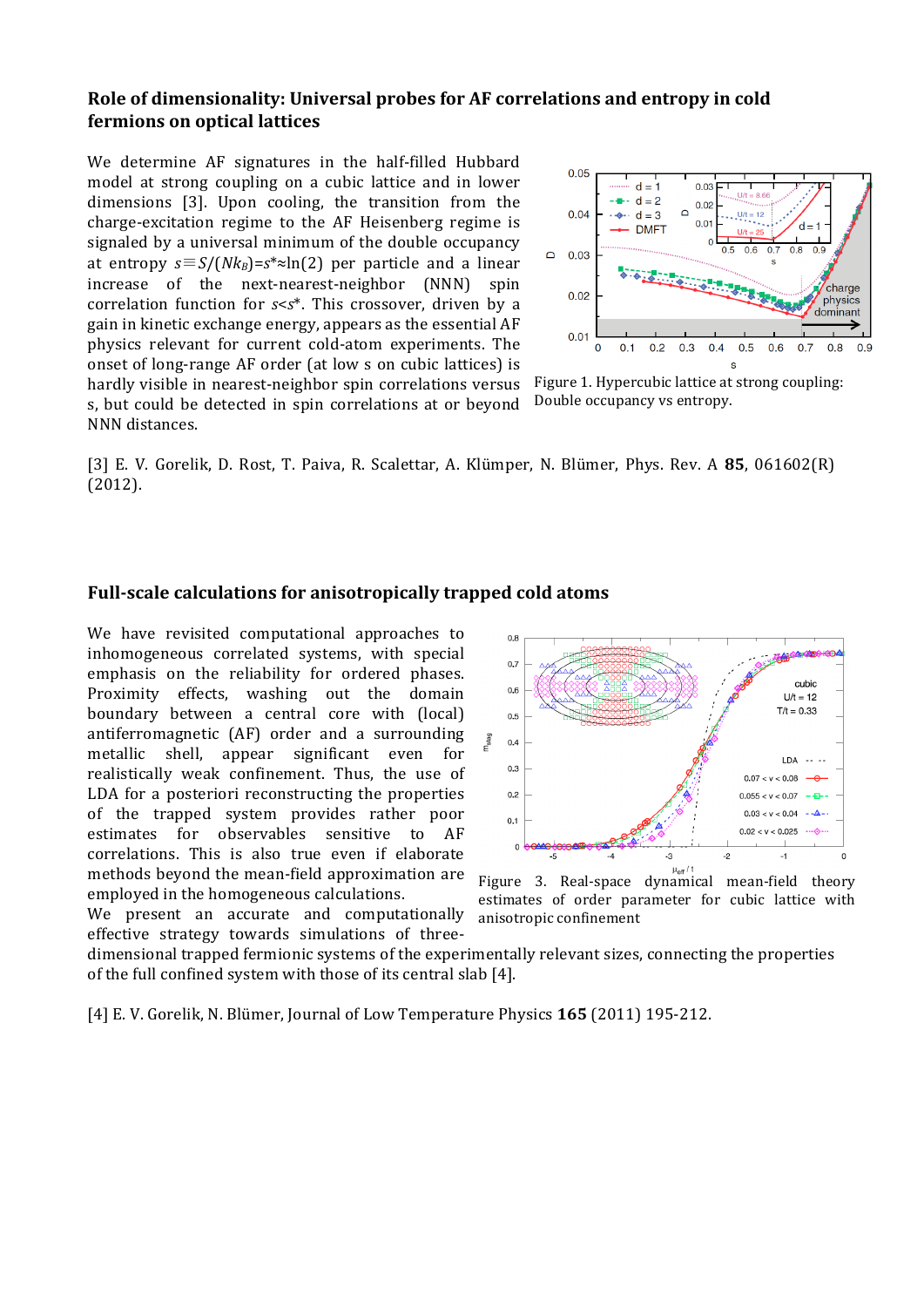## Role of dimensionality: Universal probes for AF correlations and entropy in cold fermions on optical lattices

We determine AF signatures in the half-filled Hubbard model at strong coupling on a cubic lattice and in lower dimensions [3]. Upon cooling, the transition from the charge-excitation regime to the AF Heisenberg regime is signaled by a universal minimum of the double occupancy at entropy $s \equiv S/(Nk_B) = s^* \approx \ln(2)$ per particle and a linear increase of the next-nearest-neighbor (NNN) spin correlation function for $s < s^*$. This crossover, driven by a gain in kinetic exchange energy, appears as the essential AF physics relevant for current cold-atom experiments. The onset of long-range AF order (at low s on cubic lattices) is hardly visible in nearest-neighbor spin correlations versus s, but could be detected in spin correlations at or beyond NNN distances.

Figure 1. Hypercubic lattice at strong coupling: Double occupancy vs entropy.

[3] E. V. Gorelik, D. Rost, T. Paiva, R. Scalettar, A. Klümper, N. Blümer, Phys. Rev. A **85**, 061602(R) (2012).

## Full-scale calculations for anisotropically trapped cold atoms

We have revisited computational approaches to inhomogeneous correlated systems, with special emphasis on the reliability for ordered phases. Proximity effects, washing out the domain boundary between a central core with (local) antiferromagnetic (AF) order and a surrounding metallic shell, appear significant even for realistically weak confinement. Thus, the use of LDA for a posteriori reconstructing the properties of the trapped system provides rather poor estimates for observables sensitive to AF correlations. This is also true even if elaborate methods beyond the mean-field approximation are employed in the homogeneous calculations.

We present an accurate and computationally effective strategy towards simulations of three-dimensional trapped fermionic systems of the experimentally relevant sizes, connecting the properties of the full confined system with those of its central slab [4].

Figure 3. Real-space dynamical mean-field theory estimates of order parameter for cubic lattice with anisotropic confinement

[4] E. V. Gorelik, N. Blümer, Journal of Low Temperature Physics **165** (2011) 195-212.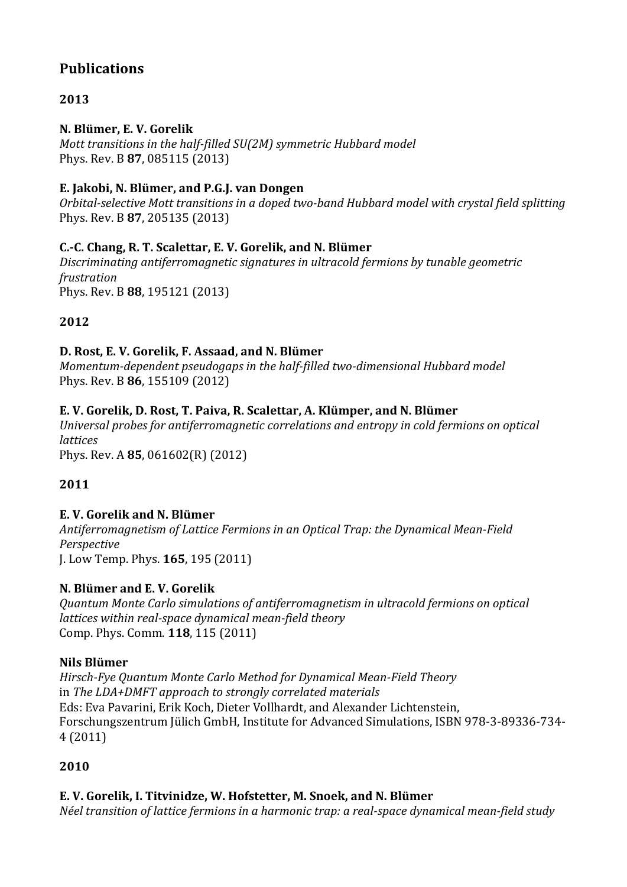## Publications

### 2013

**N. Blümer, E. V. Gorelik**
*Mott transitions in the half-filled SU(2M) symmetric Hubbard model*
Phys. Rev. B **87**, 085115 (2013)

**E. Jakobi, N. Blümer, and P.G.J. van Dongen**
*Orbital-selective Mott transitions in a doped two-band Hubbard model with crystal field splitting*
Phys. Rev. B **87**, 205135 (2013)

**C.-C. Chang, R. T. Scalettar, E. V. Gorelik, and N. Blümer**
*Discriminating antiferromagnetic signatures in ultracold fermions by tunable geometric frustration*
Phys. Rev. B **88**, 195121 (2013)

### 2012

**D. Rost, E. V. Gorelik, F. Assaad, and N. Blümer**
*Momentum-dependent pseudogaps in the half-filled two-dimensional Hubbard model*
Phys. Rev. B **86**, 155109 (2012)

**E. V. Gorelik, D. Rost, T. Paiva, R. Scalettar, A. Klümper, and N. Blümer**
*Universal probes for antiferromagnetic correlations and entropy in cold fermions on optical lattices*
Phys. Rev. A **85**, 061602(R) (2012)

### 2011

**E. V. Gorelik and N. Blümer**
*Antiferromagnetism of Lattice Fermions in an Optical Trap: the Dynamical Mean-Field Perspective*
J. Low Temp. Phys. **165**, 195 (2011)

**N. Blümer and E. V. Gorelik**
*Quantum Monte Carlo simulations of antiferromagnetism in ultracold fermions on optical lattices within real-space dynamical mean-field theory*
Comp. Phys. Comm. **118**, 115 (2011)

**Nils Blümer**
*Hirsch-Fye Quantum Monte Carlo Method for Dynamical Mean-Field Theory*
in *The LDA+DMFT approach to strongly correlated materials*
Eds: Eva Pavarini, Erik Koch, Dieter Vollhardt, and Alexander Lichtenstein, Forschungszentrum Jülich GmbH, Institute for Advanced Simulations, ISBN 978-3-89336-734-4 (2011)

### 2010

**E. V. Gorelik, I. Titvinidze, W. Hofstetter, M. Snoek, and N. Blümer**
*Néel transition of lattice fermions in a harmonic trap: a real-space dynamical mean-field study*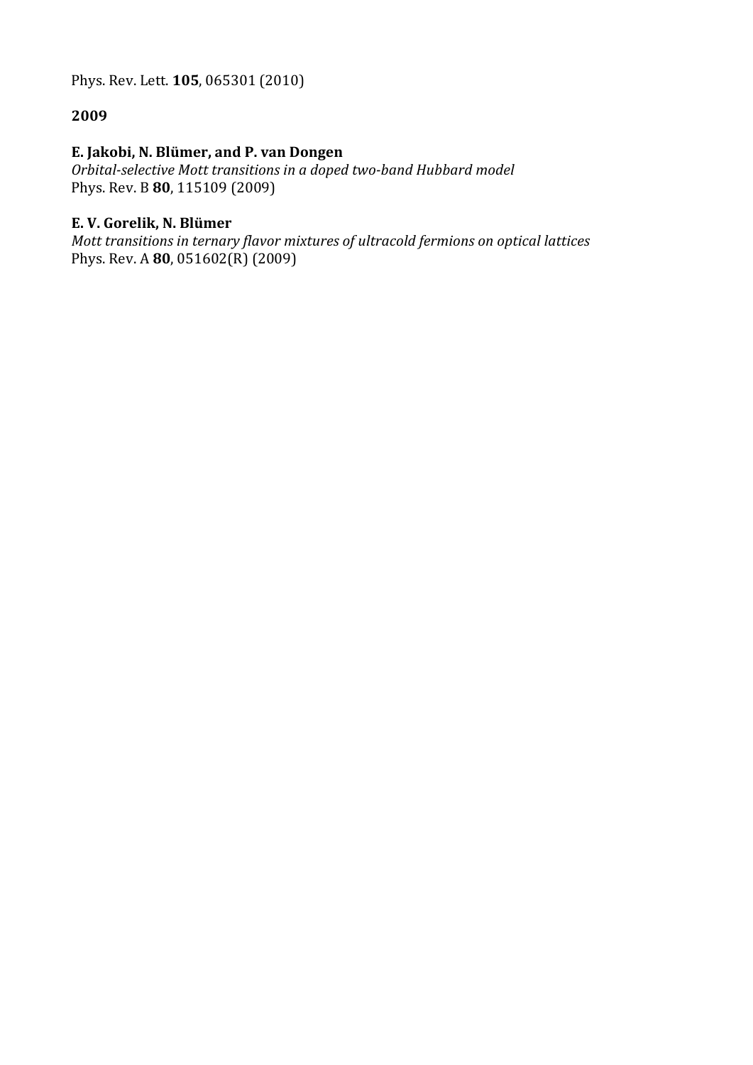Phys. Rev. Lett. **105**, 065301 (2010)

## 2009

**E. Jakobi, N. Blümer, and P. van Dongen**
*Orbital-selective Mott transitions in a doped two-band Hubbard model*
Phys. Rev. B **80**, 115109 (2009)

**E. V. Gorelik, N. Blümer**
*Mott transitions in ternary flavor mixtures of ultracold fermions on optical lattices*
Phys. Rev. A **80**, 051602(R) (2009)